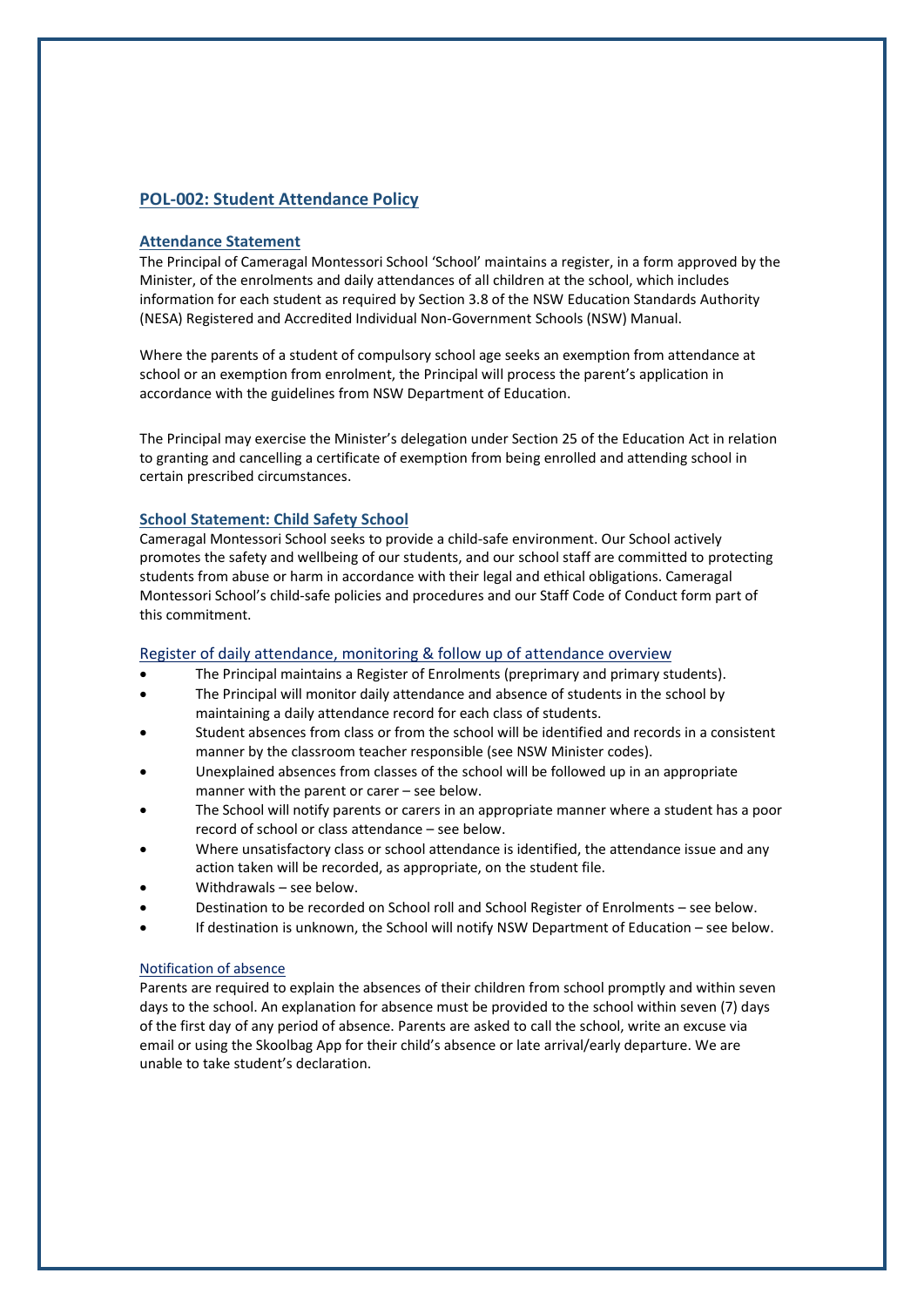## POL-002: Student Attendance Policy

### Attendance Statement

The Principal of Cameragal Montessori School 'School' maintains a register, in a form approved by the Minister, of the enrolments and daily attendances of all children at the school, which includes information for each student as required by Section 3.8 of the NSW Education Standards Authority (NESA) Registered and Accredited Individual Non-Government Schools (NSW) Manual.

Where the parents of a student of compulsory school age seeks an exemption from attendance at school or an exemption from enrolment, the Principal will process the parent's application in accordance with the guidelines from NSW Department of Education.

The Principal may exercise the Minister's delegation under Section 25 of the Education Act in relation to granting and cancelling a certificate of exemption from being enrolled and attending school in certain prescribed circumstances.

### School Statement: Child Safety School

Cameragal Montessori School seeks to provide a child-safe environment. Our School actively promotes the safety and wellbeing of our students, and our school staff are committed to protecting students from abuse or harm in accordance with their legal and ethical obligations. Cameragal Montessori School's child-safe policies and procedures and our Staff Code of Conduct form part of this commitment.

### Register of daily attendance, monitoring & follow up of attendance overview

- The Principal maintains a Register of Enrolments (preprimary and primary students).
- The Principal will monitor daily attendance and absence of students in the school by maintaining a daily attendance record for each class of students.
- Student absences from class or from the school will be identified and records in a consistent manner by the classroom teacher responsible (see NSW Minister codes).
- Unexplained absences from classes of the school will be followed up in an appropriate manner with the parent or carer – see below.
- The School will notify parents or carers in an appropriate manner where a student has a poor record of school or class attendance – see below.
- Where unsatisfactory class or school attendance is identified, the attendance issue and any action taken will be recorded, as appropriate, on the student file.
- Withdrawals – see below.
- Destination to be recorded on School roll and School Register of Enrolments – see below.
- If destination is unknown, the School will notify NSW Department of Education – see below.

#### Notification of absence

Parents are required to explain the absences of their children from school promptly and within seven days to the school. An explanation for absence must be provided to the school within seven (7) days of the first day of any period of absence. Parents are asked to call the school, write an excuse via email or using the Skoolbag App for their child's absence or late arrival/early departure. We are unable to take student's declaration.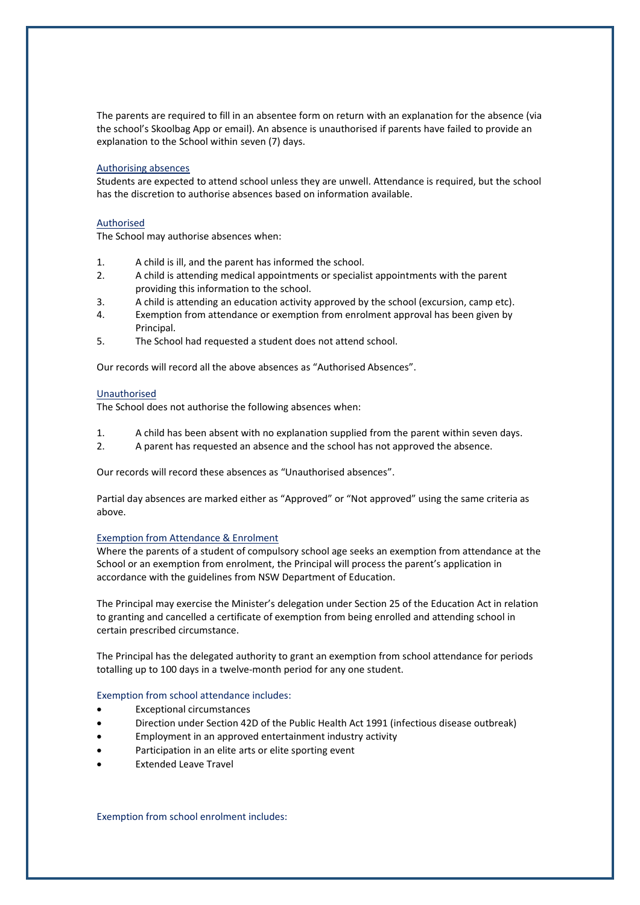The parents are required to fill in an absentee form on return with an explanation for the absence (via the school's Skoolbag App or email). An absence is unauthorised if parents have failed to provide an explanation to the School within seven (7) days.

### Authorising absences

Students are expected to attend school unless they are unwell. Attendance is required, but the school has the discretion to authorise absences based on information available.

### Authorised

The School may authorise absences when:

1. A child is ill, and the parent has informed the school.
2. A child is attending medical appointments or specialist appointments with the parent providing this information to the school.
3. A child is attending an education activity approved by the school (excursion, camp etc).
4. Exemption from attendance or exemption from enrolment approval has been given by Principal.
5. The School had requested a student does not attend school.

Our records will record all the above absences as "Authorised Absences".

### Unauthorised

The School does not authorise the following absences when:

1. A child has been absent with no explanation supplied from the parent within seven days.
2. A parent has requested an absence and the school has not approved the absence.

Our records will record these absences as "Unauthorised absences".

Partial day absences are marked either as "Approved" or "Not approved" using the same criteria as above.

### Exemption from Attendance & Enrolment

Where the parents of a student of compulsory school age seeks an exemption from attendance at the School or an exemption from enrolment, the Principal will process the parent's application in accordance with the guidelines from NSW Department of Education.

The Principal may exercise the Minister's delegation under Section 25 of the Education Act in relation to granting and cancelled a certificate of exemption from being enrolled and attending school in certain prescribed circumstance.

The Principal has the delegated authority to grant an exemption from school attendance for periods totalling up to 100 days in a twelve-month period for any one student.

#### Exemption from school attendance includes:

- Exceptional circumstances
- Direction under Section 42D of the Public Health Act 1991 (infectious disease outbreak)
- Employment in an approved entertainment industry activity
- Participation in an elite arts or elite sporting event
- Extended Leave Travel

#### Exemption from school enrolment includes: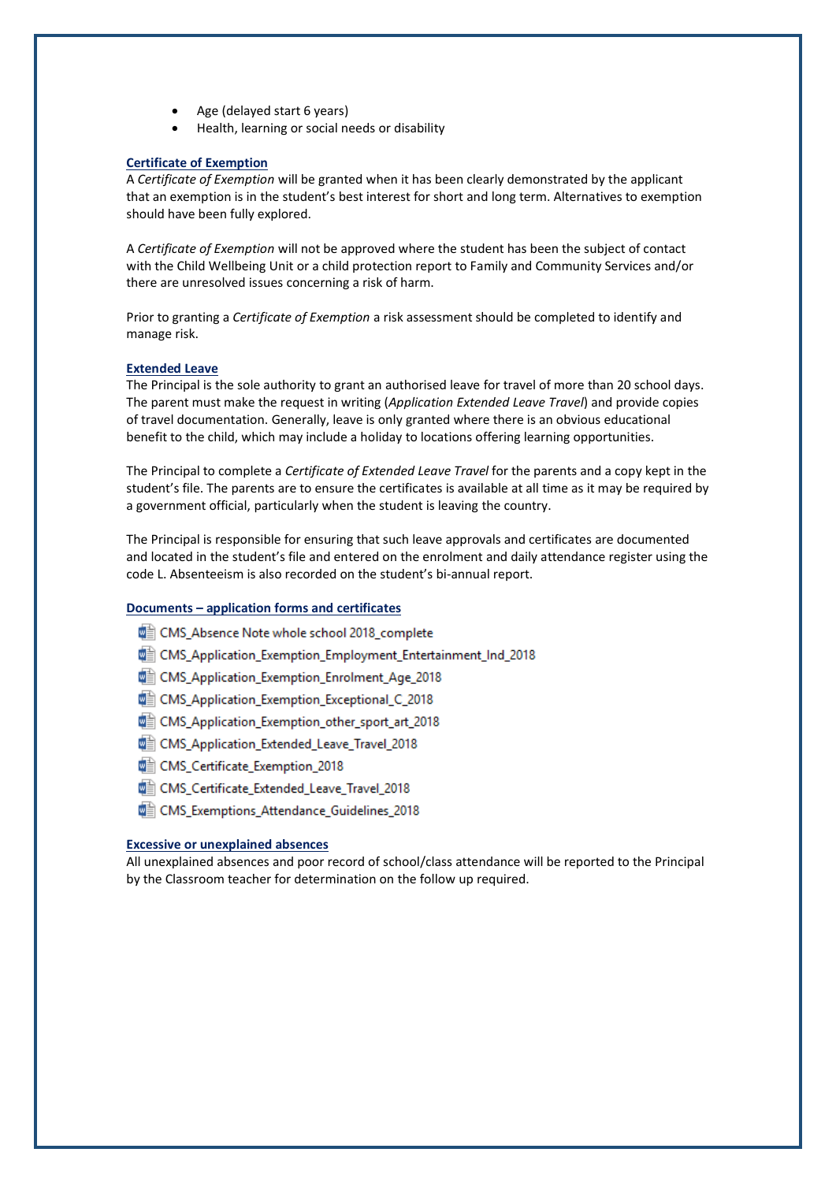- Age (delayed start 6 years)
- Health, learning or social needs or disability

### Certificate of Exemption

A *Certificate of Exemption* will be granted when it has been clearly demonstrated by the applicant that an exemption is in the student's best interest for short and long term. Alternatives to exemption should have been fully explored.

A *Certificate of Exemption* will not be approved where the student has been the subject of contact with the Child Wellbeing Unit or a child protection report to Family and Community Services and/or there are unresolved issues concerning a risk of harm.

Prior to granting a *Certificate of Exemption* a risk assessment should be completed to identify and manage risk.

### Extended Leave

The Principal is the sole authority to grant an authorised leave for travel of more than 20 school days. The parent must make the request in writing (*Application Extended Leave Travel*) and provide copies of travel documentation. Generally, leave is only granted where there is an obvious educational benefit to the child, which may include a holiday to locations offering learning opportunities.

The Principal to complete a *Certificate of Extended Leave Travel* for the parents and a copy kept in the student's file. The parents are to ensure the certificates is available at all time as it may be required by a government official, particularly when the student is leaving the country.

The Principal is responsible for ensuring that such leave approvals and certificates are documented and located in the student's file and entered on the enrolment and daily attendance register using the code L. Absenteeism is also recorded on the student's bi-annual report.

### Documents – application forms and certificates

- CMS_Absence Note whole school 2018_complete
- CMS_Application_Exemption_Employment_Entertainment_Ind_2018
- CMS_Application_Exemption_Enrolment_Age_2018
- CMS_Application_Exemption_Exceptional_C_2018
- CMS_Application_Exemption_other_sport_art_2018
- CMS_Application_Extended_Leave_Travel_2018
- CMS_Certificate_Exemption_2018
- CMS_Certificate_Extended_Leave_Travel_2018
- CMS_Exemptions_Attendance_Guidelines_2018

### Excessive or unexplained absences

All unexplained absences and poor record of school/class attendance will be reported to the Principal by the Classroom teacher for determination on the follow up required.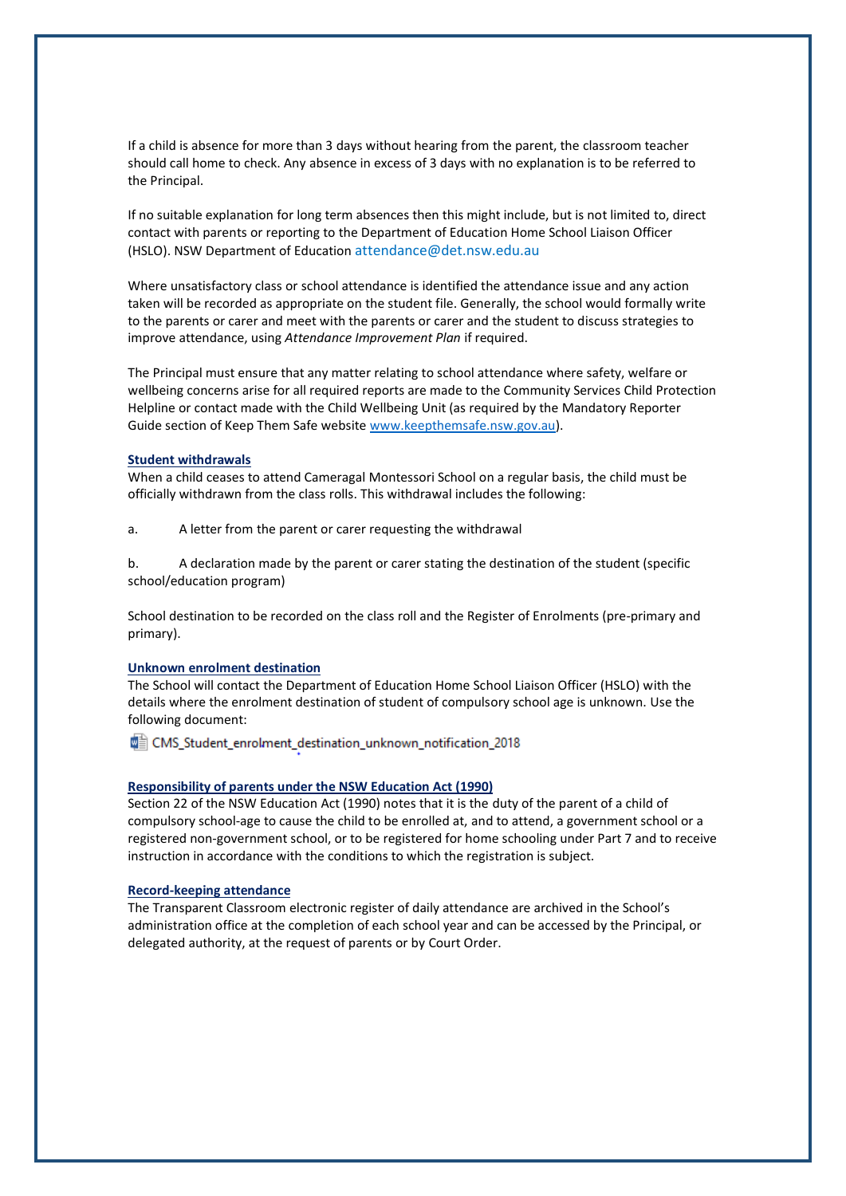If a child is absence for more than 3 days without hearing from the parent, the classroom teacher should call home to check. Any absence in excess of 3 days with no explanation is to be referred to the Principal.

If no suitable explanation for long term absences then this might include, but is not limited to, direct contact with parents or reporting to the Department of Education Home School Liaison Officer (HSLO). NSW Department of Education attendance@det.nsw.edu.au

Where unsatisfactory class or school attendance is identified the attendance issue and any action taken will be recorded as appropriate on the student file. Generally, the school would formally write to the parents or carer and meet with the parents or carer and the student to discuss strategies to improve attendance, using *Attendance Improvement Plan* if required.

The Principal must ensure that any matter relating to school attendance where safety, welfare or wellbeing concerns arise for all required reports are made to the Community Services Child Protection Helpline or contact made with the Child Wellbeing Unit (as required by the Mandatory Reporter Guide section of Keep Them Safe website www.keepthemsafe.nsw.gov.au).

### Student withdrawals

When a child ceases to attend Cameragal Montessori School on a regular basis, the child must be officially withdrawn from the class rolls. This withdrawal includes the following:

a. A letter from the parent or carer requesting the withdrawal

b. A declaration made by the parent or carer stating the destination of the student (specific school/education program)

School destination to be recorded on the class roll and the Register of Enrolments (pre-primary and primary).

### Unknown enrolment destination

The School will contact the Department of Education Home School Liaison Officer (HSLO) with the details where the enrolment destination of student of compulsory school age is unknown. Use the following document:

CMS_Student_enrolment_destination_unknown_notification_2018

### Responsibility of parents under the NSW Education Act (1990)

Section 22 of the NSW Education Act (1990) notes that it is the duty of the parent of a child of compulsory school-age to cause the child to be enrolled at, and to attend, a government school or a registered non-government school, or to be registered for home schooling under Part 7 and to receive instruction in accordance with the conditions to which the registration is subject.

### Record-keeping attendance

The Transparent Classroom electronic register of daily attendance are archived in the School's administration office at the completion of each school year and can be accessed by the Principal, or delegated authority, at the request of parents or by Court Order.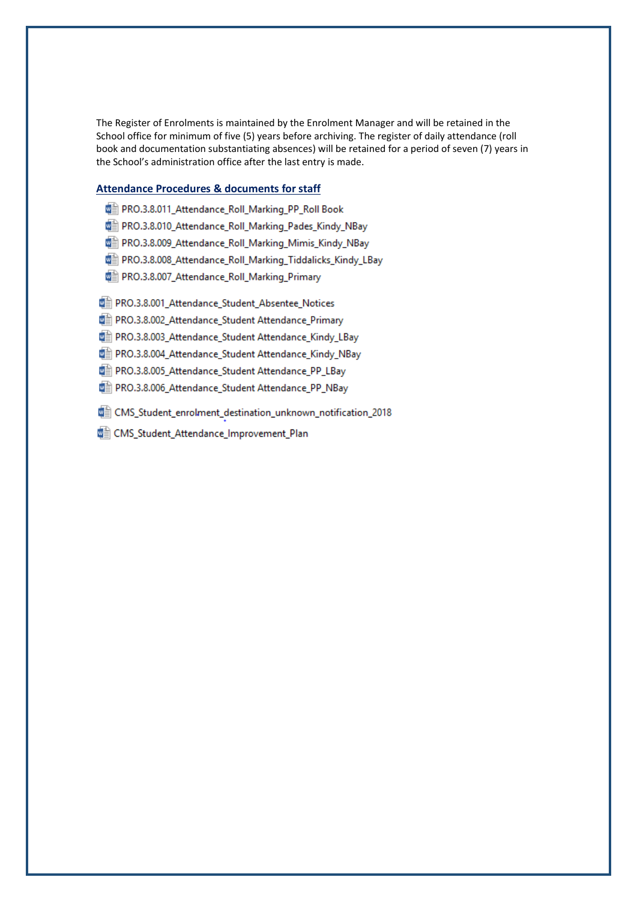The Register of Enrolments is maintained by the Enrolment Manager and will be retained in the School office for minimum of five (5) years before archiving. The register of daily attendance (roll book and documentation substantiating absences) will be retained for a period of seven (7) years in the School's administration office after the last entry is made.

## Attendance Procedures & documents for staff

- PRO.3.8.011_Attendance_Roll_Marking_PP_Roll Book
- PRO.3.8.010_Attendance_Roll_Marking_Pades_Kindy_NBay
- PRO.3.8.009_Attendance_Roll_Marking_Mimis_Kindy_NBay
- PRO.3.8.008_Attendance_Roll_Marking_Tiddalicks_Kindy_LBay
- PRO.3.8.007_Attendance_Roll_Marking_Primary

- PRO.3.8.001_Attendance_Student_Absentee_Notices
- PRO.3.8.002_Attendance_Student Attendance_Primary
- PRO.3.8.003_Attendance_Student Attendance_Kindy_LBay
- PRO.3.8.004_Attendance_Student Attendance_Kindy_NBay
- PRO.3.8.005_Attendance_Student Attendance_PP_LBay
- PRO.3.8.006_Attendance_Student Attendance_PP_NBay

- CMS_Student_enrolment_destination_unknown_notification_2018
- CMS_Student_Attendance_Improvement_Plan